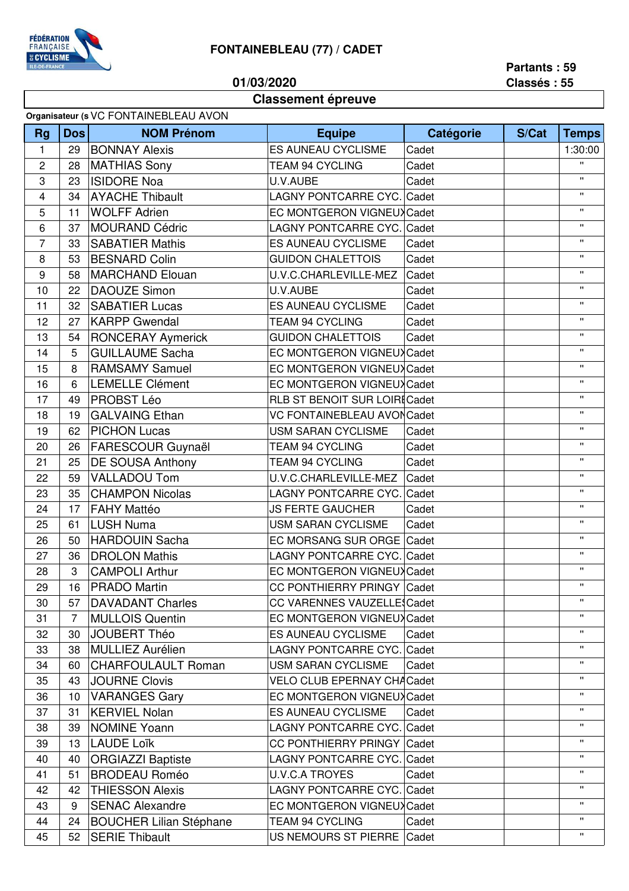**FONTAINEBLEAU (77) / CADET**

**Partants : 59**
**Classés : 55**

**01/03/2020**

## Classement épreuve

**Organisateur (s** VC FONTAINEBLEAU AVON

| Rg | Dos | NOM Prénom | Equipe | Catégorie | S/Cat | Temps |
|---|---|---|---|---|---|---|
| 1 | 29 | BONNAY Alexis | ES AUNEAU CYCLISME | Cadet | | 1:30:00 |
| 2 | 28 | MATHIAS Sony | TEAM 94 CYCLING | Cadet | | " |
| 3 | 23 | ISIDORE Noa | U.V.AUBE | Cadet | | " |
| 4 | 34 | AYACHE Thibault | LAGNY PONTCARRE CYC. | Cadet | | " |
| 5 | 11 | WOLFF Adrien | EC MONTGERON VIGNEUX | Cadet | | " |
| 6 | 37 | MOURAND Cédric | LAGNY PONTCARRE CYC. | Cadet | | " |
| 7 | 33 | SABATIER Mathis | ES AUNEAU CYCLISME | Cadet | | " |
| 8 | 53 | BESNARD Colin | GUIDON CHALETTOIS | Cadet | | " |
| 9 | 58 | MARCHAND Elouan | U.V.C.CHARLEVILLE-MEZ | Cadet | | " |
| 10 | 22 | DAOUZE Simon | U.V.AUBE | Cadet | | " |
| 11 | 32 | SABATIER Lucas | ES AUNEAU CYCLISME | Cadet | | " |
| 12 | 27 | KARPP Gwendal | TEAM 94 CYCLING | Cadet | | " |
| 13 | 54 | RONCERAY Aymerick | GUIDON CHALETTOIS | Cadet | | " |
| 14 | 5 | GUILLAUME Sacha | EC MONTGERON VIGNEUX | Cadet | | " |
| 15 | 8 | RAMSAMY Samuel | EC MONTGERON VIGNEUX | Cadet | | " |
| 16 | 6 | LEMELLE Clément | EC MONTGERON VIGNEUX | Cadet | | " |
| 17 | 49 | PROBST Léo | RLB ST BENOIT SUR LOIRE | Cadet | | " |
| 18 | 19 | GALVAING Ethan | VC FONTAINEBLEAU AVON | Cadet | | " |
| 19 | 62 | PICHON Lucas | USM SARAN CYCLISME | Cadet | | " |
| 20 | 26 | FARESCOUR Guynaël | TEAM 94 CYCLING | Cadet | | " |
| 21 | 25 | DE SOUSA Anthony | TEAM 94 CYCLING | Cadet | | " |
| 22 | 59 | VALLADOU Tom | U.V.C.CHARLEVILLE-MEZ | Cadet | | " |
| 23 | 35 | CHAMPON Nicolas | LAGNY PONTCARRE CYC. | Cadet | | " |
| 24 | 17 | FAHY Mattéo | JS FERTE GAUCHER | Cadet | | " |
| 25 | 61 | LUSH Numa | USM SARAN CYCLISME | Cadet | | " |
| 26 | 50 | HARDOUIN Sacha | EC MORSANG SUR ORGE | Cadet | | " |
| 27 | 36 | DROLON Mathis | LAGNY PONTCARRE CYC. | Cadet | | " |
| 28 | 3 | CAMPOLI Arthur | EC MONTGERON VIGNEUX | Cadet | | " |
| 29 | 16 | PRADO Martin | CC PONTHIERRY PRINGY | Cadet | | " |
| 30 | 57 | DAVADANT Charles | CC VARENNES VAUZELLES | Cadet | | " |
| 31 | 7 | MULLOIS Quentin | EC MONTGERON VIGNEUX | Cadet | | " |
| 32 | 30 | JOUBERT Théo | ES AUNEAU CYCLISME | Cadet | | " |
| 33 | 38 | MULLIEZ Aurélien | LAGNY PONTCARRE CYC. | Cadet | | " |
| 34 | 60 | CHARFOULAULT Roman | USM SARAN CYCLISME | Cadet | | " |
| 35 | 43 | JOURNE Clovis | VELO CLUB EPERNAY CHA | Cadet | | " |
| 36 | 10 | VARANGES Gary | EC MONTGERON VIGNEUX | Cadet | | " |
| 37 | 31 | KERVIEL Nolan | ES AUNEAU CYCLISME | Cadet | | " |
| 38 | 39 | NOMINE Yoann | LAGNY PONTCARRE CYC. | Cadet | | " |
| 39 | 13 | LAUDE Loïk | CC PONTHIERRY PRINGY | Cadet | | " |
| 40 | 40 | ORGIAZZI Baptiste | LAGNY PONTCARRE CYC. | Cadet | | " |
| 41 | 51 | BRODEAU Roméo | U.V.C.A TROYES | Cadet | | " |
| 42 | 42 | THIESSON Alexis | LAGNY PONTCARRE CYC. | Cadet | | " |
| 43 | 9 | SENAC Alexandre | EC MONTGERON VIGNEUX | Cadet | | " |
| 44 | 24 | BOUCHER Lilian Stéphane | TEAM 94 CYCLING | Cadet | | " |
| 45 | 52 | SERIE Thibault | US NEMOURS ST PIERRE | Cadet | | " |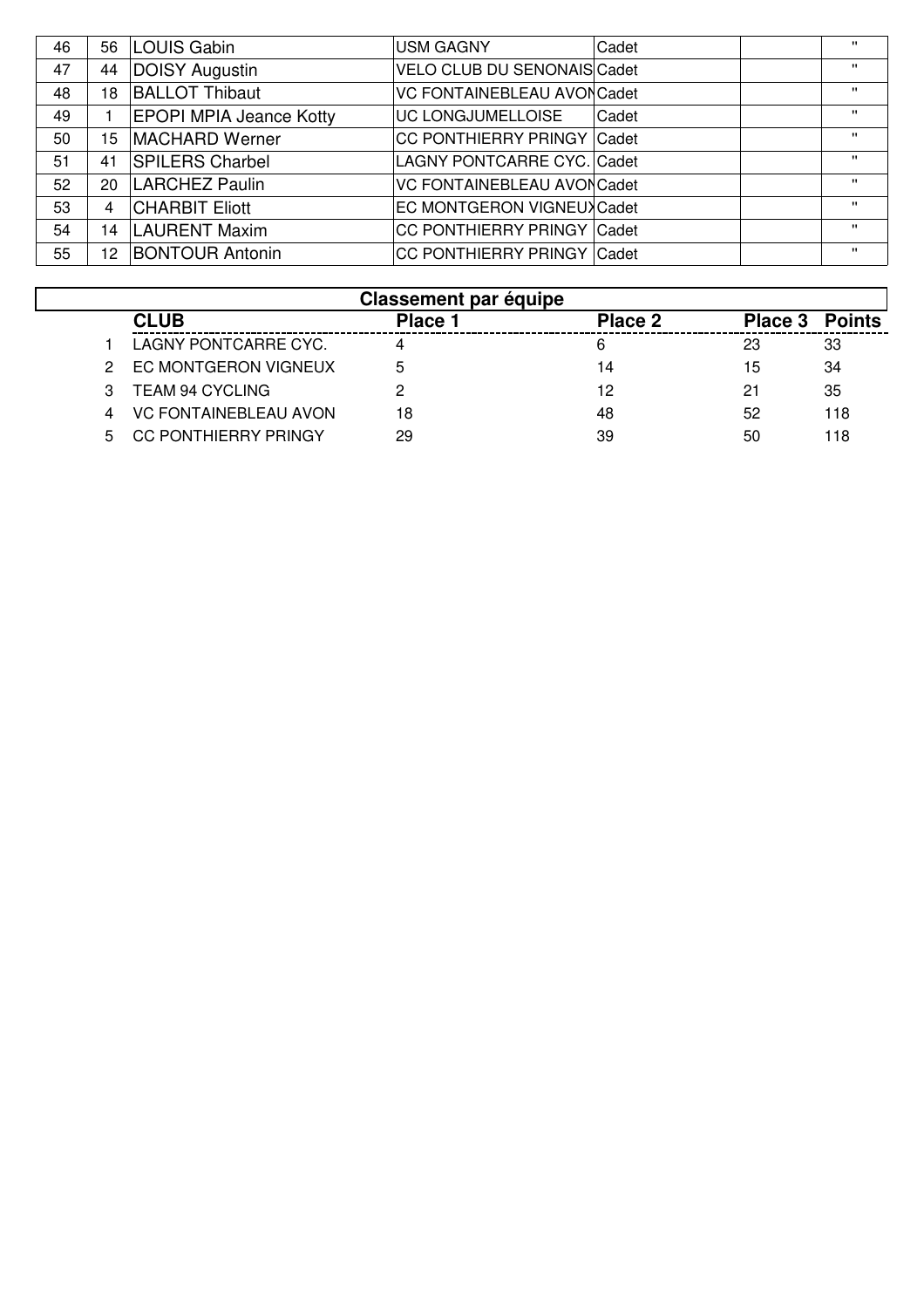| | | | | | | |
|---|---|---|---|---|---|---|
| 46 | 56 | LOUIS Gabin | USM GAGNY | Cadet | | " |
| 47 | 44 | DOISY Augustin | VELO CLUB DU SENONAIS | Cadet | | " |
| 48 | 18 | BALLOT Thibaut | VC FONTAINEBLEAU AVON | Cadet | | " |
| 49 | 1 | EPOPI MPIA Jeance Kotty | UC LONGJUMELLOISE | Cadet | | " |
| 50 | 15 | MACHARD Werner | CC PONTHIERRY PRINGY | Cadet | | " |
| 51 | 41 | SPILERS Charbel | LAGNY PONTCARRE CYC. | Cadet | | " |
| 52 | 20 | LARCHEZ Paulin | VC FONTAINEBLEAU AVON | Cadet | | " |
| 53 | 4 | CHARBIT Eliott | EC MONTGERON VIGNEUX | Cadet | | " |
| 54 | 14 | LAURENT Maxim | CC PONTHIERRY PRINGY | Cadet | | " |
| 55 | 12 | BONTOUR Antonin | CC PONTHIERRY PRINGY | Cadet | | " |

**Classement par équipe**

| | CLUB | Place 1 | Place 2 | Place 3 | Points |
|---|---|---|---|---|---|
| 1 | LAGNY PONTCARRE CYC. | 4 | 6 | 23 | 33 |
| 2 | EC MONTGERON VIGNEUX | 5 | 14 | 15 | 34 |
| 3 | TEAM 94 CYCLING | 2 | 12 | 21 | 35 |
| 4 | VC FONTAINEBLEAU AVON | 18 | 48 | 52 | 118 |
| 5 | CC PONTHIERRY PRINGY | 29 | 39 | 50 | 118 |